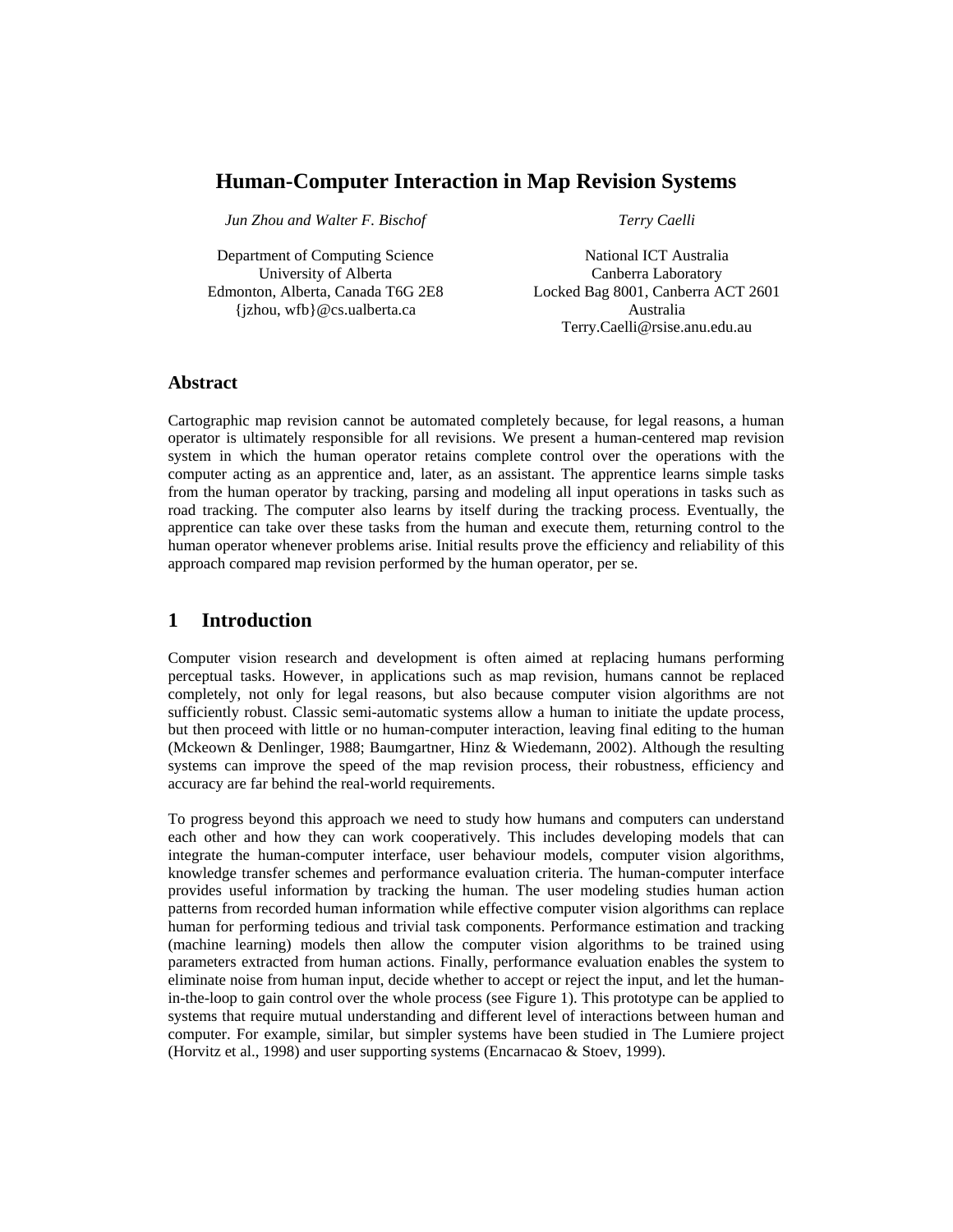# Human-Computer Interaction in Map Revision Systems

*Jun Zhou and Walter F. Bischof*

Department of Computing Science
University of Alberta
Edmonton, Alberta, Canada T6G 2E8
{jzhou, wfb}@cs.ualberta.ca

*Terry Caelli*

National ICT Australia
Canberra Laboratory
Locked Bag 8001, Canberra ACT 2601
Australia
Terry.Caelli@rsise.anu.edu.au

## Abstract

Cartographic map revision cannot be automated completely because, for legal reasons, a human operator is ultimately responsible for all revisions. We present a human-centered map revision system in which the human operator retains complete control over the operations with the computer acting as an apprentice and, later, as an assistant. The apprentice learns simple tasks from the human operator by tracking, parsing and modeling all input operations in tasks such as road tracking. The computer also learns by itself during the tracking process. Eventually, the apprentice can take over these tasks from the human and execute them, returning control to the human operator whenever problems arise. Initial results prove the efficiency and reliability of this approach compared map revision performed by the human operator, per se.

## 1 Introduction

Computer vision research and development is often aimed at replacing humans performing perceptual tasks. However, in applications such as map revision, humans cannot be replaced completely, not only for legal reasons, but also because computer vision algorithms are not sufficiently robust. Classic semi-automatic systems allow a human to initiate the update process, but then proceed with little or no human-computer interaction, leaving final editing to the human (Mckeown & Denlinger, 1988; Baumgartner, Hinz & Wiedemann, 2002). Although the resulting systems can improve the speed of the map revision process, their robustness, efficiency and accuracy are far behind the real-world requirements.

To progress beyond this approach we need to study how humans and computers can understand each other and how they can work cooperatively. This includes developing models that can integrate the human-computer interface, user behaviour models, computer vision algorithms, knowledge transfer schemes and performance evaluation criteria. The human-computer interface provides useful information by tracking the human. The user modeling studies human action patterns from recorded human information while effective computer vision algorithms can replace human for performing tedious and trivial task components. Performance estimation and tracking (machine learning) models then allow the computer vision algorithms to be trained using parameters extracted from human actions. Finally, performance evaluation enables the system to eliminate noise from human input, decide whether to accept or reject the input, and let the human-in-the-loop to gain control over the whole process (see Figure 1). This prototype can be applied to systems that require mutual understanding and different level of interactions between human and computer. For example, similar, but simpler systems have been studied in The Lumiere project (Horvitz et al., 1998) and user supporting systems (Encarnacao & Stoev, 1999).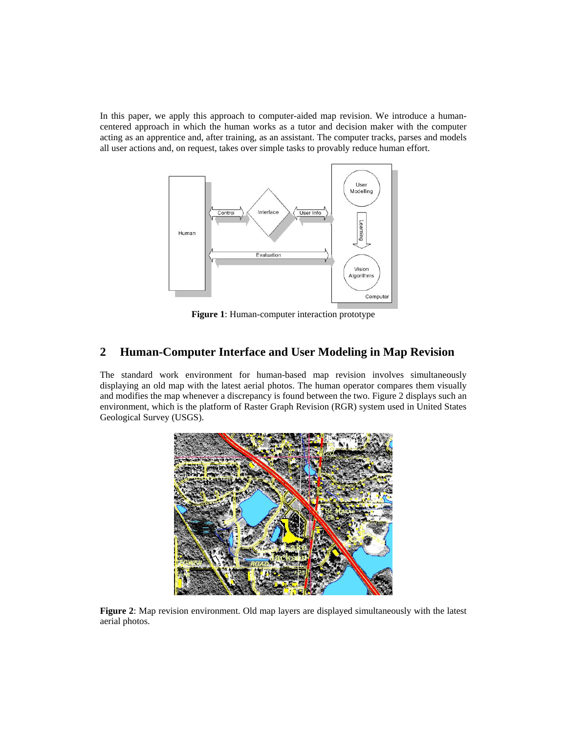In this paper, we apply this approach to computer-aided map revision. We introduce a human-centered approach in which the human works as a tutor and decision maker with the computer acting as an apprentice and, after training, as an assistant. The computer tracks, parses and models all user actions and, on request, takes over simple tasks to provably reduce human effort.

**Figure 1**: Human-computer interaction prototype

## 2 Human-Computer Interface and User Modeling in Map Revision

The standard work environment for human-based map revision involves simultaneously displaying an old map with the latest aerial photos. The human operator compares them visually and modifies the map whenever a discrepancy is found between the two. Figure 2 displays such an environment, which is the platform of Raster Graph Revision (RGR) system used in United States Geological Survey (USGS).

**Figure 2**: Map revision environment. Old map layers are displayed simultaneously with the latest aerial photos.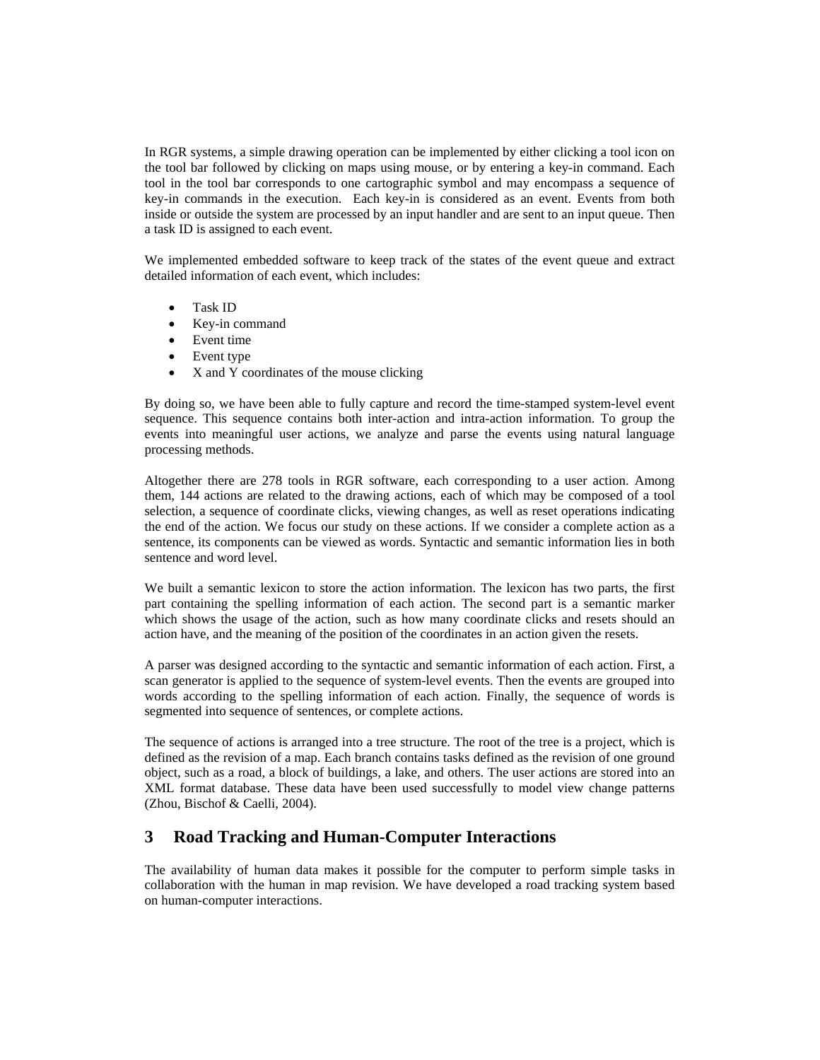In RGR systems, a simple drawing operation can be implemented by either clicking a tool icon on the tool bar followed by clicking on maps using mouse, or by entering a key-in command. Each tool in the tool bar corresponds to one cartographic symbol and may encompass a sequence of key-in commands in the execution. Each key-in is considered as an event. Events from both inside or outside the system are processed by an input handler and are sent to an input queue. Then a task ID is assigned to each event.

We implemented embedded software to keep track of the states of the event queue and extract detailed information of each event, which includes:

- Task ID
- Key-in command
- Event time
- Event type
- X and Y coordinates of the mouse clicking

By doing so, we have been able to fully capture and record the time-stamped system-level event sequence. This sequence contains both inter-action and intra-action information. To group the events into meaningful user actions, we analyze and parse the events using natural language processing methods.

Altogether there are 278 tools in RGR software, each corresponding to a user action. Among them, 144 actions are related to the drawing actions, each of which may be composed of a tool selection, a sequence of coordinate clicks, viewing changes, as well as reset operations indicating the end of the action. We focus our study on these actions. If we consider a complete action as a sentence, its components can be viewed as words. Syntactic and semantic information lies in both sentence and word level.

We built a semantic lexicon to store the action information. The lexicon has two parts, the first part containing the spelling information of each action. The second part is a semantic marker which shows the usage of the action, such as how many coordinate clicks and resets should an action have, and the meaning of the position of the coordinates in an action given the resets.

A parser was designed according to the syntactic and semantic information of each action. First, a scan generator is applied to the sequence of system-level events. Then the events are grouped into words according to the spelling information of each action. Finally, the sequence of words is segmented into sequence of sentences, or complete actions.

The sequence of actions is arranged into a tree structure. The root of the tree is a project, which is defined as the revision of a map. Each branch contains tasks defined as the revision of one ground object, such as a road, a block of buildings, a lake, and others. The user actions are stored into an XML format database. These data have been used successfully to model view change patterns (Zhou, Bischof & Caelli, 2004).

## 3 Road Tracking and Human-Computer Interactions

The availability of human data makes it possible for the computer to perform simple tasks in collaboration with the human in map revision. We have developed a road tracking system based on human-computer interactions.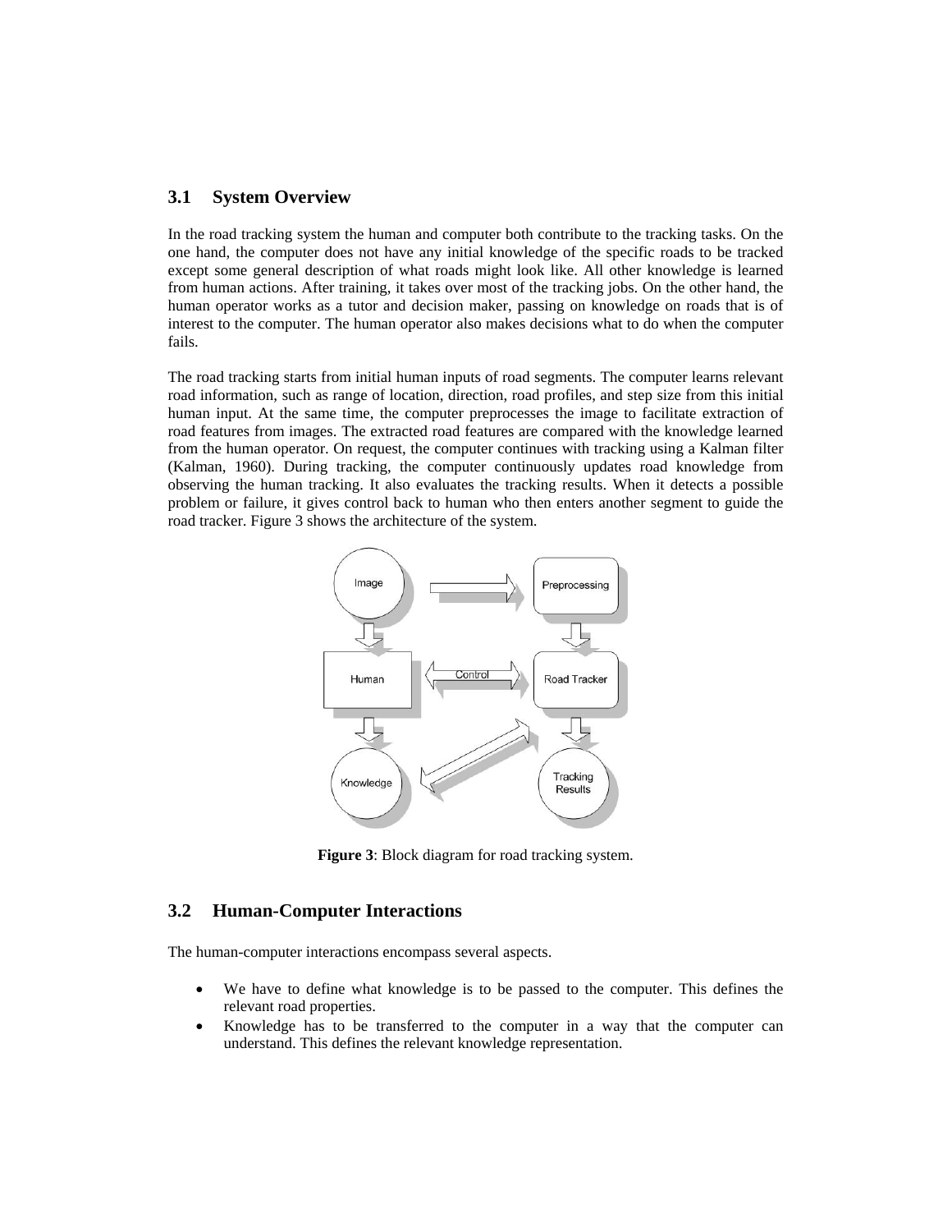## 3.1 System Overview

In the road tracking system the human and computer both contribute to the tracking tasks. On the one hand, the computer does not have any initial knowledge of the specific roads to be tracked except some general description of what roads might look like. All other knowledge is learned from human actions. After training, it takes over most of the tracking jobs. On the other hand, the human operator works as a tutor and decision maker, passing on knowledge on roads that is of interest to the computer. The human operator also makes decisions what to do when the computer fails.

The road tracking starts from initial human inputs of road segments. The computer learns relevant road information, such as range of location, direction, road profiles, and step size from this initial human input. At the same time, the computer preprocesses the image to facilitate extraction of road features from images. The extracted road features are compared with the knowledge learned from the human operator. On request, the computer continues with tracking using a Kalman filter (Kalman, 1960). During tracking, the computer continuously updates road knowledge from observing the human tracking. It also evaluates the tracking results. When it detects a possible problem or failure, it gives control back to human who then enters another segment to guide the road tracker. Figure 3 shows the architecture of the system.

**Figure 3**: Block diagram for road tracking system.

## 3.2 Human-Computer Interactions

The human-computer interactions encompass several aspects.

- We have to define what knowledge is to be passed to the computer. This defines the relevant road properties.
- Knowledge has to be transferred to the computer in a way that the computer can understand. This defines the relevant knowledge representation.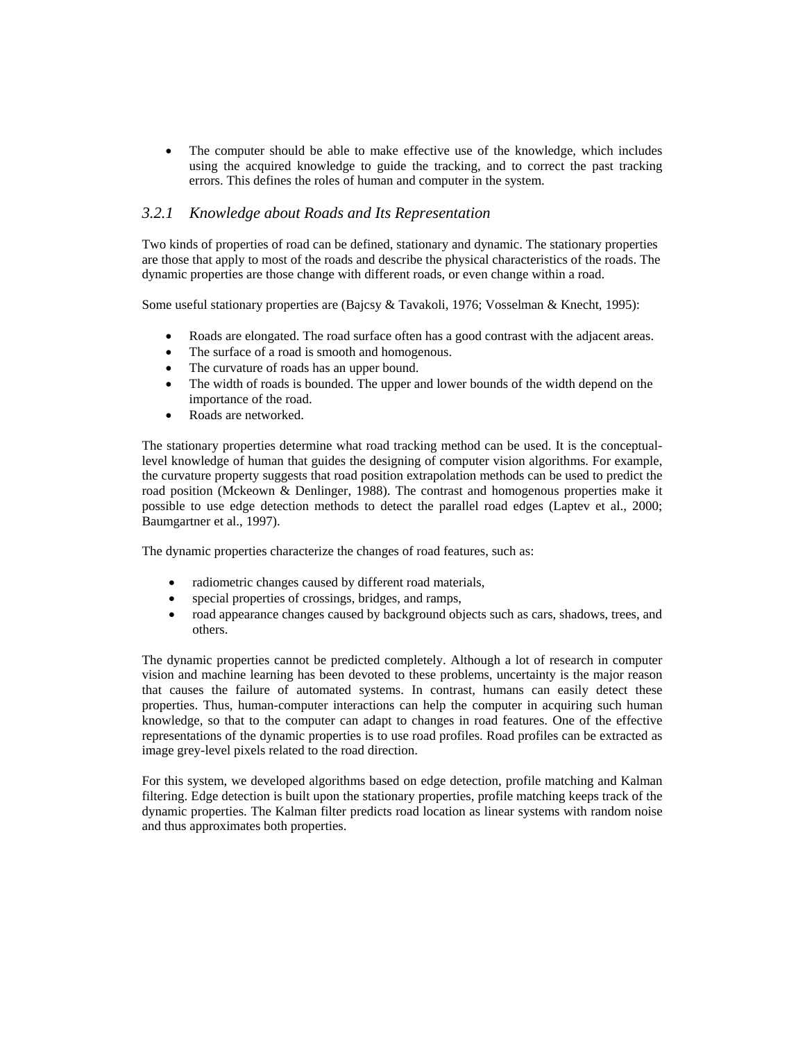- The computer should be able to make effective use of the knowledge, which includes using the acquired knowledge to guide the tracking, and to correct the past tracking errors. This defines the roles of human and computer in the system.

### *3.2.1 Knowledge about Roads and Its Representation*

Two kinds of properties of road can be defined, stationary and dynamic. The stationary properties are those that apply to most of the roads and describe the physical characteristics of the roads. The dynamic properties are those change with different roads, or even change within a road.

Some useful stationary properties are (Bajcsy & Tavakoli, 1976; Vosselman & Knecht, 1995):

- Roads are elongated. The road surface often has a good contrast with the adjacent areas.
- The surface of a road is smooth and homogenous.
- The curvature of roads has an upper bound.
- The width of roads is bounded. The upper and lower bounds of the width depend on the importance of the road.
- Roads are networked.

The stationary properties determine what road tracking method can be used. It is the conceptual-level knowledge of human that guides the designing of computer vision algorithms. For example, the curvature property suggests that road position extrapolation methods can be used to predict the road position (Mckeown & Denlinger, 1988). The contrast and homogenous properties make it possible to use edge detection methods to detect the parallel road edges (Laptev et al., 2000; Baumgartner et al., 1997).

The dynamic properties characterize the changes of road features, such as:

- radiometric changes caused by different road materials,
- special properties of crossings, bridges, and ramps,
- road appearance changes caused by background objects such as cars, shadows, trees, and others.

The dynamic properties cannot be predicted completely. Although a lot of research in computer vision and machine learning has been devoted to these problems, uncertainty is the major reason that causes the failure of automated systems. In contrast, humans can easily detect these properties. Thus, human-computer interactions can help the computer in acquiring such human knowledge, so that to the computer can adapt to changes in road features. One of the effective representations of the dynamic properties is to use road profiles. Road profiles can be extracted as image grey-level pixels related to the road direction.

For this system, we developed algorithms based on edge detection, profile matching and Kalman filtering. Edge detection is built upon the stationary properties, profile matching keeps track of the dynamic properties. The Kalman filter predicts road location as linear systems with random noise and thus approximates both properties.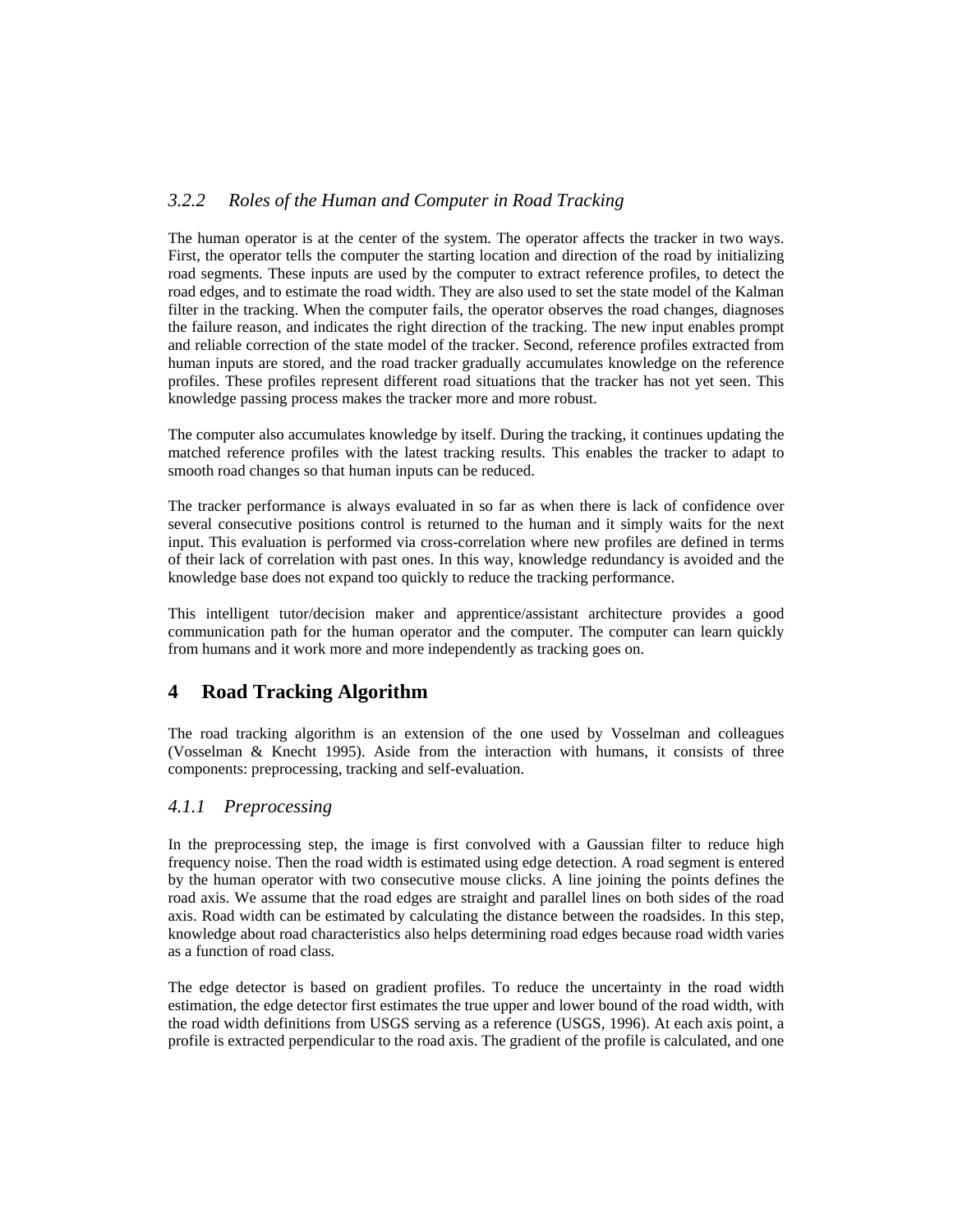### *3.2.2 Roles of the Human and Computer in Road Tracking*

The human operator is at the center of the system. The operator affects the tracker in two ways. First, the operator tells the computer the starting location and direction of the road by initializing road segments. These inputs are used by the computer to extract reference profiles, to detect the road edges, and to estimate the road width. They are also used to set the state model of the Kalman filter in the tracking. When the computer fails, the operator observes the road changes, diagnoses the failure reason, and indicates the right direction of the tracking. The new input enables prompt and reliable correction of the state model of the tracker. Second, reference profiles extracted from human inputs are stored, and the road tracker gradually accumulates knowledge on the reference profiles. These profiles represent different road situations that the tracker has not yet seen. This knowledge passing process makes the tracker more and more robust.

The computer also accumulates knowledge by itself. During the tracking, it continues updating the matched reference profiles with the latest tracking results. This enables the tracker to adapt to smooth road changes so that human inputs can be reduced.

The tracker performance is always evaluated in so far as when there is lack of confidence over several consecutive positions control is returned to the human and it simply waits for the next input. This evaluation is performed via cross-correlation where new profiles are defined in terms of their lack of correlation with past ones. In this way, knowledge redundancy is avoided and the knowledge base does not expand too quickly to reduce the tracking performance.

This intelligent tutor/decision maker and apprentice/assistant architecture provides a good communication path for the human operator and the computer. The computer can learn quickly from humans and it work more and more independently as tracking goes on.

## 4 Road Tracking Algorithm

The road tracking algorithm is an extension of the one used by Vosselman and colleagues (Vosselman & Knecht 1995). Aside from the interaction with humans, it consists of three components: preprocessing, tracking and self-evaluation.

### *4.1.1 Preprocessing*

In the preprocessing step, the image is first convolved with a Gaussian filter to reduce high frequency noise. Then the road width is estimated using edge detection. A road segment is entered by the human operator with two consecutive mouse clicks. A line joining the points defines the road axis. We assume that the road edges are straight and parallel lines on both sides of the road axis. Road width can be estimated by calculating the distance between the roadsides. In this step, knowledge about road characteristics also helps determining road edges because road width varies as a function of road class.

The edge detector is based on gradient profiles. To reduce the uncertainty in the road width estimation, the edge detector first estimates the true upper and lower bound of the road width, with the road width definitions from USGS serving as a reference (USGS, 1996). At each axis point, a profile is extracted perpendicular to the road axis. The gradient of the profile is calculated, and one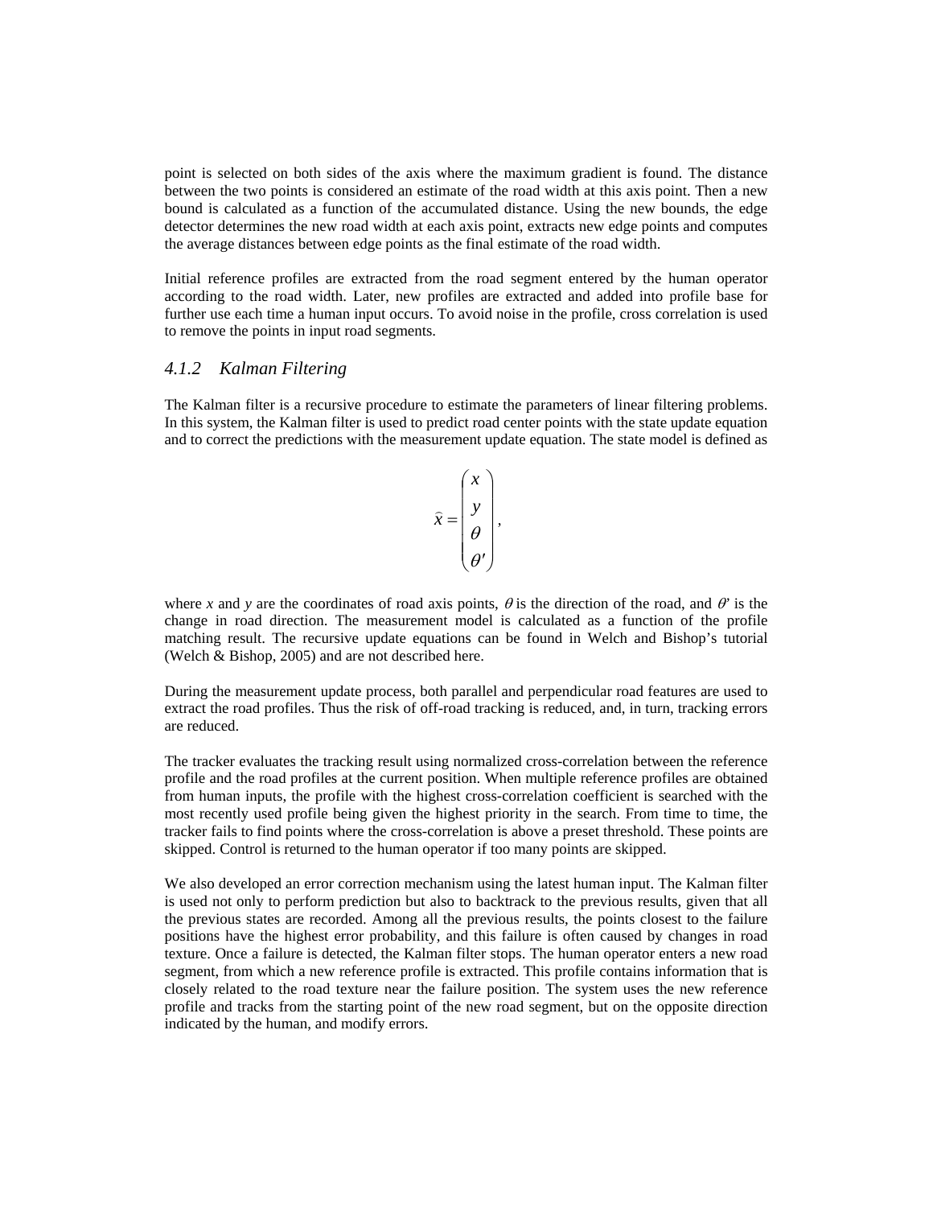point is selected on both sides of the axis where the maximum gradient is found. The distance between the two points is considered an estimate of the road width at this axis point. Then a new bound is calculated as a function of the accumulated distance. Using the new bounds, the edge detector determines the new road width at each axis point, extracts new edge points and computes the average distances between edge points as the final estimate of the road width.

Initial reference profiles are extracted from the road segment entered by the human operator according to the road width. Later, new profiles are extracted and added into profile base for further use each time a human input occurs. To avoid noise in the profile, cross correlation is used to remove the points in input road segments.

### *4.1.2 Kalman Filtering*

The Kalman filter is a recursive procedure to estimate the parameters of linear filtering problems. In this system, the Kalman filter is used to predict road center points with the state update equation and to correct the predictions with the measurement update equation. The state model is defined as

$$\hat{x} = \begin{pmatrix} x \\ y \\ \theta \\ \theta' \end{pmatrix},$$

where $x$ and $y$ are the coordinates of road axis points, $\theta$ is the direction of the road, and $\theta'$ is the change in road direction. The measurement model is calculated as a function of the profile matching result. The recursive update equations can be found in Welch and Bishop's tutorial (Welch & Bishop, 2005) and are not described here.

During the measurement update process, both parallel and perpendicular road features are used to extract the road profiles. Thus the risk of off-road tracking is reduced, and, in turn, tracking errors are reduced.

The tracker evaluates the tracking result using normalized cross-correlation between the reference profile and the road profiles at the current position. When multiple reference profiles are obtained from human inputs, the profile with the highest cross-correlation coefficient is searched with the most recently used profile being given the highest priority in the search. From time to time, the tracker fails to find points where the cross-correlation is above a preset threshold. These points are skipped. Control is returned to the human operator if too many points are skipped.

We also developed an error correction mechanism using the latest human input. The Kalman filter is used not only to perform prediction but also to backtrack to the previous results, given that all the previous states are recorded. Among all the previous results, the points closest to the failure positions have the highest error probability, and this failure is often caused by changes in road texture. Once a failure is detected, the Kalman filter stops. The human operator enters a new road segment, from which a new reference profile is extracted. This profile contains information that is closely related to the road texture near the failure position. The system uses the new reference profile and tracks from the starting point of the new road segment, but on the opposite direction indicated by the human, and modify errors.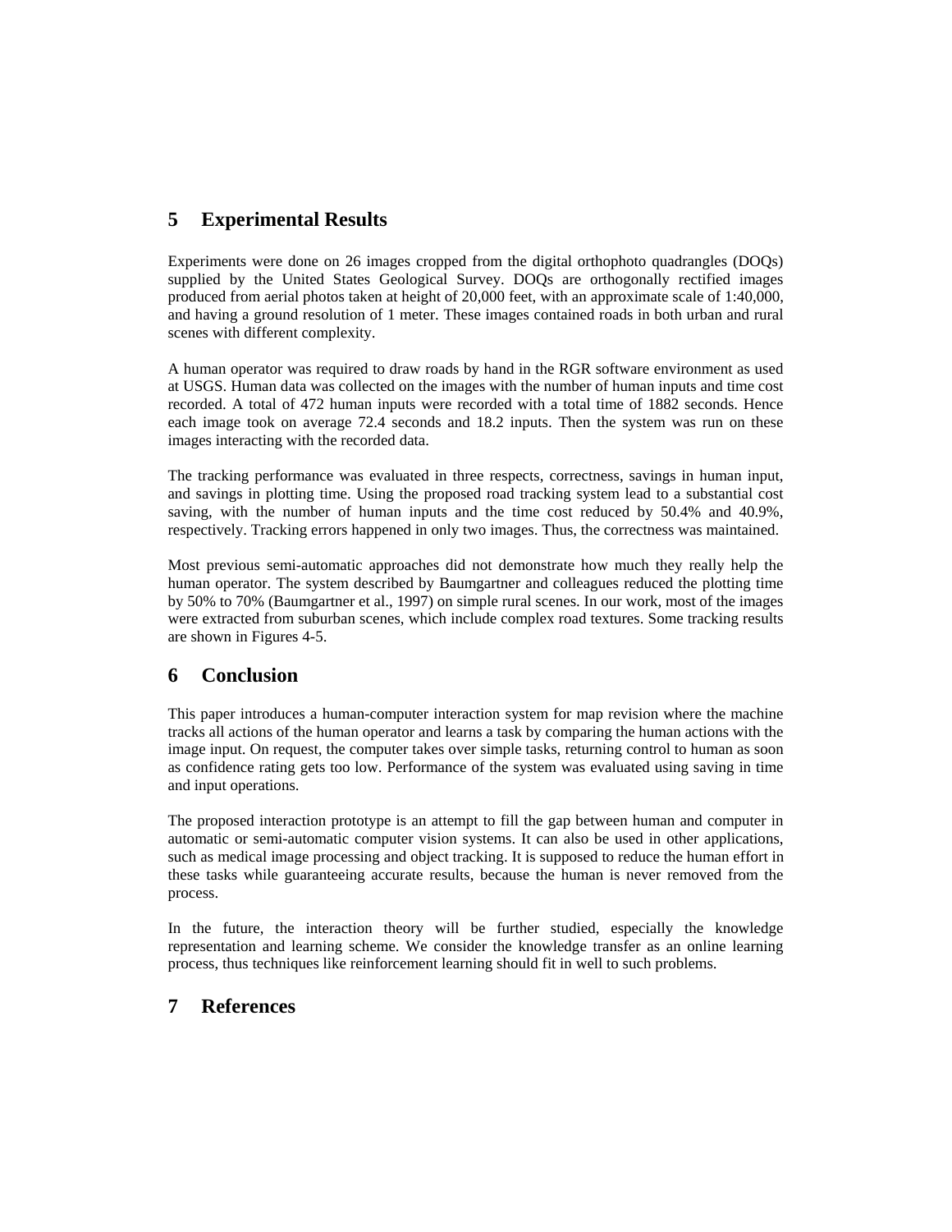## 5 Experimental Results

Experiments were done on 26 images cropped from the digital orthophoto quadrangles (DOQs) supplied by the United States Geological Survey. DOQs are orthogonally rectified images produced from aerial photos taken at height of 20,000 feet, with an approximate scale of 1:40,000, and having a ground resolution of 1 meter. These images contained roads in both urban and rural scenes with different complexity.

A human operator was required to draw roads by hand in the RGR software environment as used at USGS. Human data was collected on the images with the number of human inputs and time cost recorded. A total of 472 human inputs were recorded with a total time of 1882 seconds. Hence each image took on average 72.4 seconds and 18.2 inputs. Then the system was run on these images interacting with the recorded data.

The tracking performance was evaluated in three respects, correctness, savings in human input, and savings in plotting time. Using the proposed road tracking system lead to a substantial cost saving, with the number of human inputs and the time cost reduced by 50.4% and 40.9%, respectively. Tracking errors happened in only two images. Thus, the correctness was maintained.

Most previous semi-automatic approaches did not demonstrate how much they really help the human operator. The system described by Baumgartner and colleagues reduced the plotting time by 50% to 70% (Baumgartner et al., 1997) on simple rural scenes. In our work, most of the images were extracted from suburban scenes, which include complex road textures. Some tracking results are shown in Figures 4-5.

## 6 Conclusion

This paper introduces a human-computer interaction system for map revision where the machine tracks all actions of the human operator and learns a task by comparing the human actions with the image input. On request, the computer takes over simple tasks, returning control to human as soon as confidence rating gets too low. Performance of the system was evaluated using saving in time and input operations.

The proposed interaction prototype is an attempt to fill the gap between human and computer in automatic or semi-automatic computer vision systems. It can also be used in other applications, such as medical image processing and object tracking. It is supposed to reduce the human effort in these tasks while guaranteeing accurate results, because the human is never removed from the process.

In the future, the interaction theory will be further studied, especially the knowledge representation and learning scheme. We consider the knowledge transfer as an online learning process, thus techniques like reinforcement learning should fit in well to such problems.

## 7 References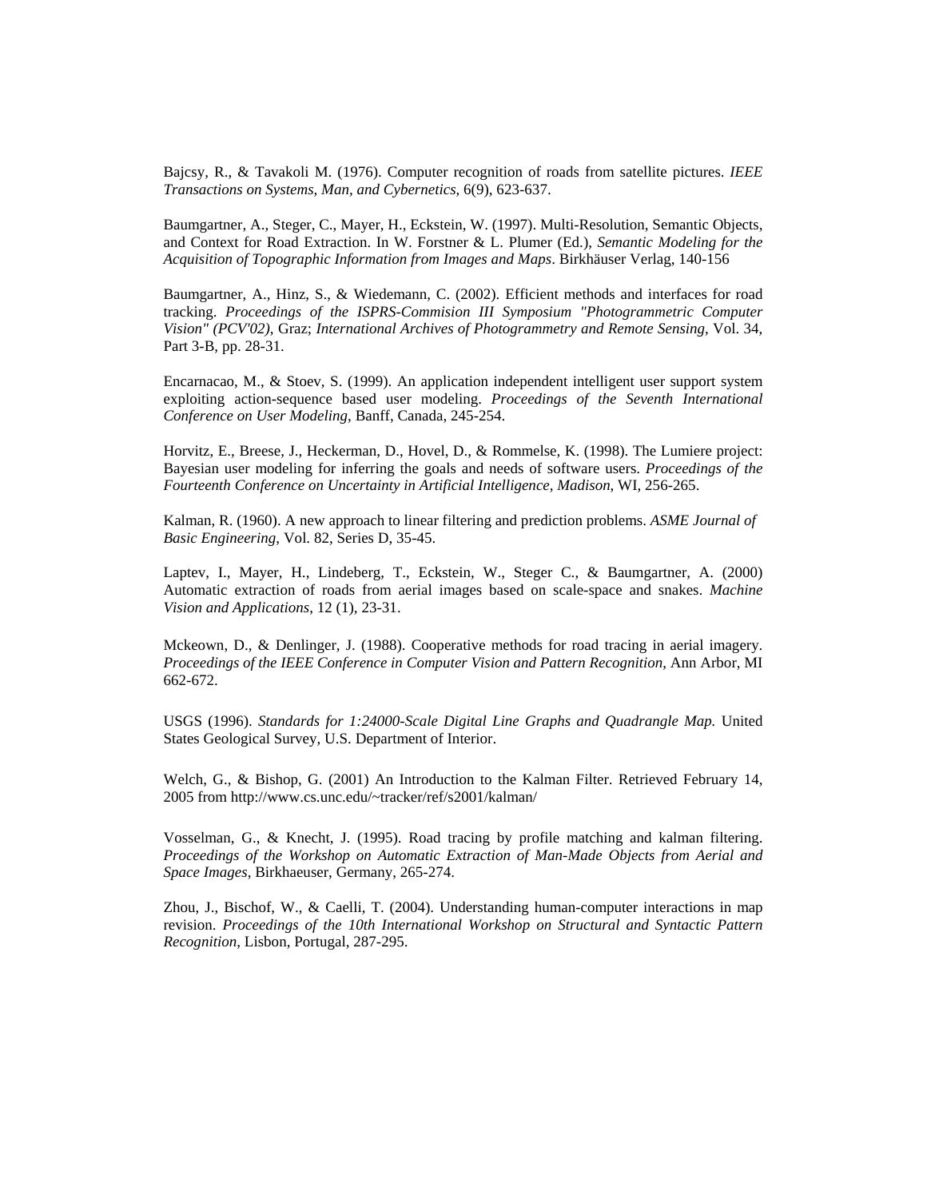Bajcsy, R., & Tavakoli M. (1976). Computer recognition of roads from satellite pictures. *IEEE Transactions on Systems, Man, and Cybernetics*, 6(9), 623-637.

Baumgartner, A., Steger, C., Mayer, H., Eckstein, W. (1997). Multi-Resolution, Semantic Objects, and Context for Road Extraction. In W. Forstner & L. Plumer (Ed.), *Semantic Modeling for the Acquisition of Topographic Information from Images and Maps*. Birkhäuser Verlag, 140-156

Baumgartner, A., Hinz, S., & Wiedemann, C. (2002). Efficient methods and interfaces for road tracking. *Proceedings of the ISPRS-Commision III Symposium "Photogrammetric Computer Vision" (PCV'02)*, Graz; *International Archives of Photogrammetry and Remote Sensing*, Vol. 34, Part 3-B, pp. 28-31.

Encarnacao, M., & Stoev, S. (1999). An application independent intelligent user support system exploiting action-sequence based user modeling. *Proceedings of the Seventh International Conference on User Modeling*, Banff, Canada, 245-254.

Horvitz, E., Breese, J., Heckerman, D., Hovel, D., & Rommelse, K. (1998). The Lumiere project: Bayesian user modeling for inferring the goals and needs of software users. *Proceedings of the Fourteenth Conference on Uncertainty in Artificial Intelligence, Madison*, WI, 256-265.

Kalman, R. (1960). A new approach to linear filtering and prediction problems. *ASME Journal of Basic Engineering*, Vol. 82, Series D, 35-45.

Laptev, I., Mayer, H., Lindeberg, T., Eckstein, W., Steger C., & Baumgartner, A. (2000) Automatic extraction of roads from aerial images based on scale-space and snakes. *Machine Vision and Applications*, 12 (1), 23-31.

Mckeown, D., & Denlinger, J. (1988). Cooperative methods for road tracing in aerial imagery. *Proceedings of the IEEE Conference in Computer Vision and Pattern Recognition*, Ann Arbor, MI 662-672.

USGS (1996). *Standards for 1:24000-Scale Digital Line Graphs and Quadrangle Map.* United States Geological Survey, U.S. Department of Interior.

Welch, G., & Bishop, G. (2001) An Introduction to the Kalman Filter. Retrieved February 14, 2005 from http://www.cs.unc.edu/~tracker/ref/s2001/kalman/

Vosselman, G., & Knecht, J. (1995). Road tracing by profile matching and kalman filtering. *Proceedings of the Workshop on Automatic Extraction of Man-Made Objects from Aerial and Space Images*, Birkhaeuser, Germany, 265-274.

Zhou, J., Bischof, W., & Caelli, T. (2004). Understanding human-computer interactions in map revision. *Proceedings of the 10th International Workshop on Structural and Syntactic Pattern Recognition*, Lisbon, Portugal, 287-295.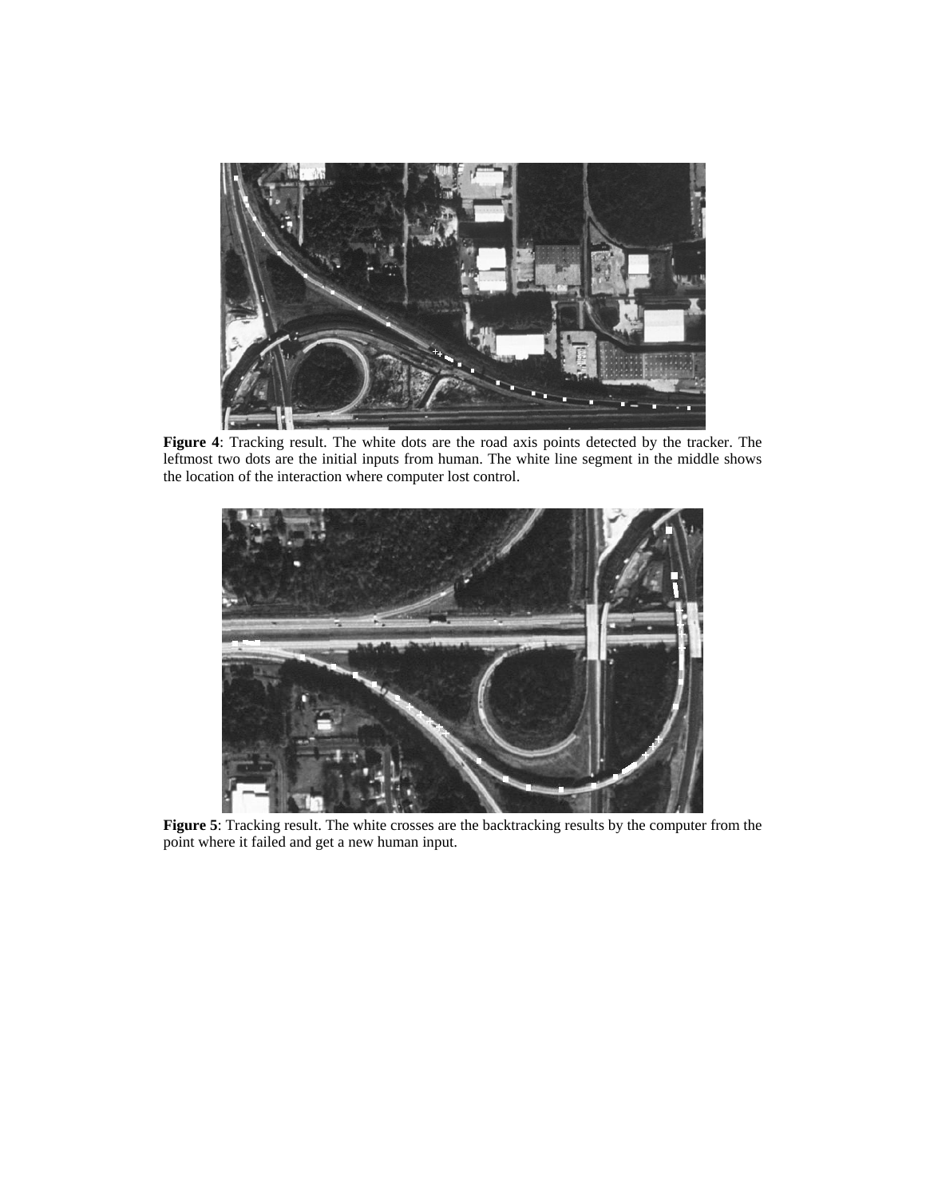**Figure 4**: Tracking result. The white dots are the road axis points detected by the tracker. The leftmost two dots are the initial inputs from human. The white line segment in the middle shows the location of the interaction where computer lost control.

**Figure 5**: Tracking result. The white crosses are the backtracking results by the computer from the point where it failed and get a new human input.